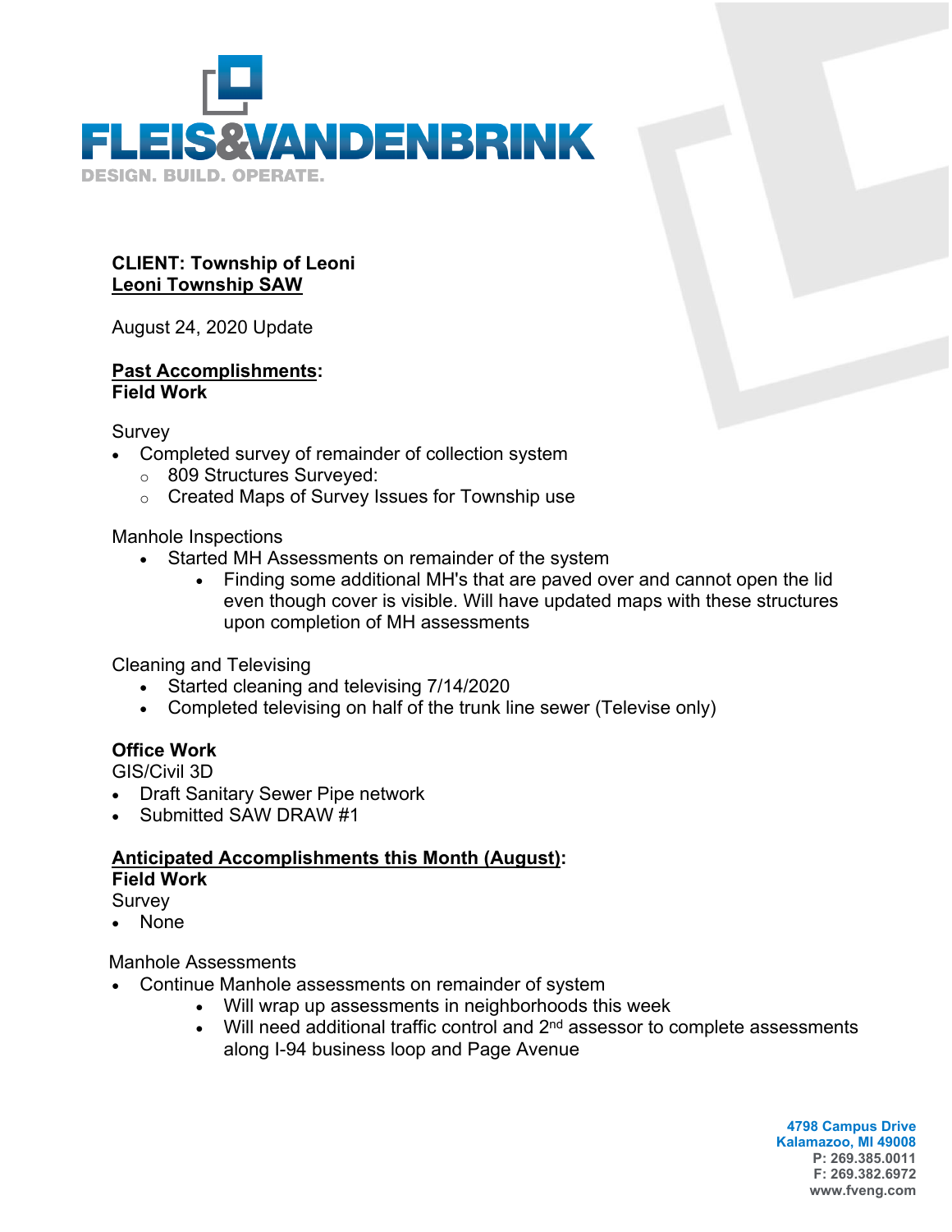**FLEIS&VANDENBRINK**

DESIGN. BUILD. OPERATE.

**CLIENT: Township of Leoni**
**Leoni Township SAW**

August 24, 2020 Update

**Past Accomplishments:**
**Field Work**

Survey

- Completed survey of remainder of collection system
  - 809 Structures Surveyed:
  - Created Maps of Survey Issues for Township use

Manhole Inspections

- Started MH Assessments on remainder of the system
  - Finding some additional MH's that are paved over and cannot open the lid even though cover is visible. Will have updated maps with these structures upon completion of MH assessments

Cleaning and Televising

- Started cleaning and televising 7/14/2020
- Completed televising on half of the trunk line sewer (Televise only)

**Office Work**

GIS/Civil 3D

- Draft Sanitary Sewer Pipe network
- Submitted SAW DRAW #1

**Anticipated Accomplishments this Month (August):**
**Field Work**

Survey

- None

Manhole Assessments

- Continue Manhole assessments on remainder of system
  - Will wrap up assessments in neighborhoods this week
  - Will need additional traffic control and 2nd assessor to complete assessments along I-94 business loop and Page Avenue

4798 Campus Drive
Kalamazoo, MI 49008
P: 269.385.0011
F: 269.382.6972
www.fveng.com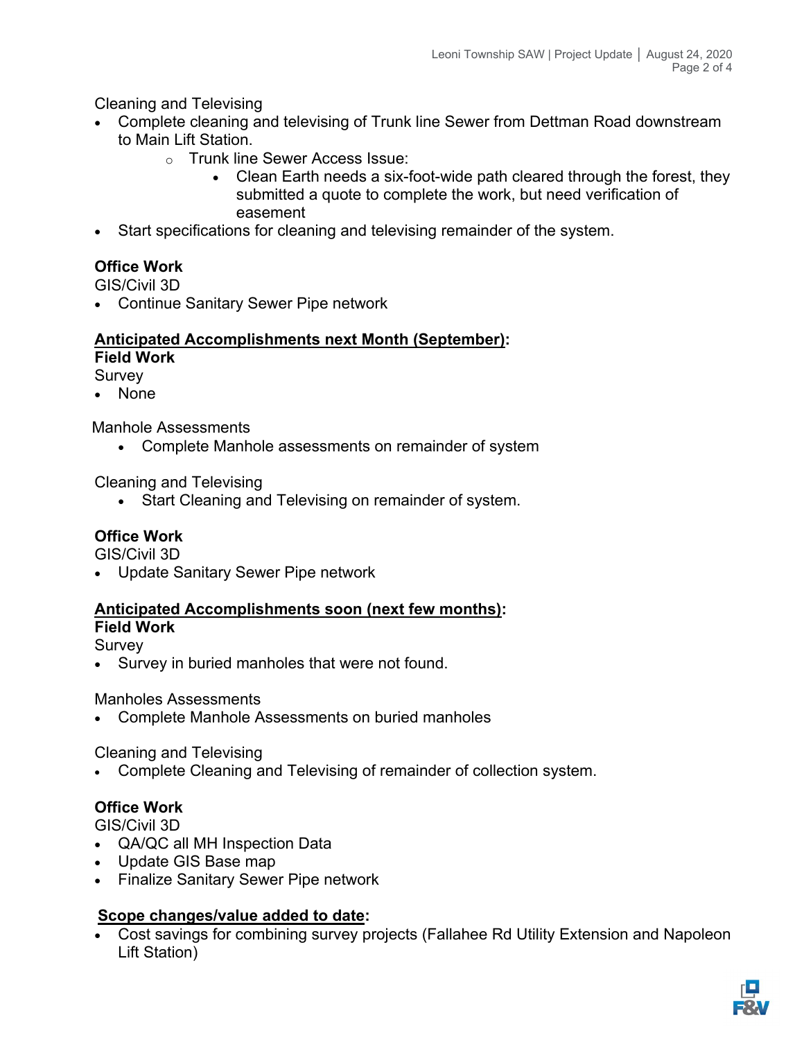Cleaning and Televising

- Complete cleaning and televising of Trunk line Sewer from Dettman Road downstream to Main Lift Station.
  - Trunk line Sewer Access Issue:
    - Clean Earth needs a six-foot-wide path cleared through the forest, they submitted a quote to complete the work, but need verification of easement
- Start specifications for cleaning and televising remainder of the system.

**Office Work**

GIS/Civil 3D

- Continue Sanitary Sewer Pipe network

## <u>Anticipated Accomplishments next Month (September)</u>:

**Field Work**

Survey

- None

Manhole Assessments

- Complete Manhole assessments on remainder of system

Cleaning and Televising

- Start Cleaning and Televising on remainder of system.

**Office Work**

GIS/Civil 3D

- Update Sanitary Sewer Pipe network

## <u>Anticipated Accomplishments soon (next few months)</u>:

**Field Work**

Survey

- Survey in buried manholes that were not found.

Manholes Assessments

- Complete Manhole Assessments on buried manholes

Cleaning and Televising

- Complete Cleaning and Televising of remainder of collection system.

**Office Work**

GIS/Civil 3D

- QA/QC all MH Inspection Data
- Update GIS Base map
- Finalize Sanitary Sewer Pipe network

## <u>Scope changes/value added to date</u>:

- Cost savings for combining survey projects (Fallahee Rd Utility Extension and Napoleon Lift Station)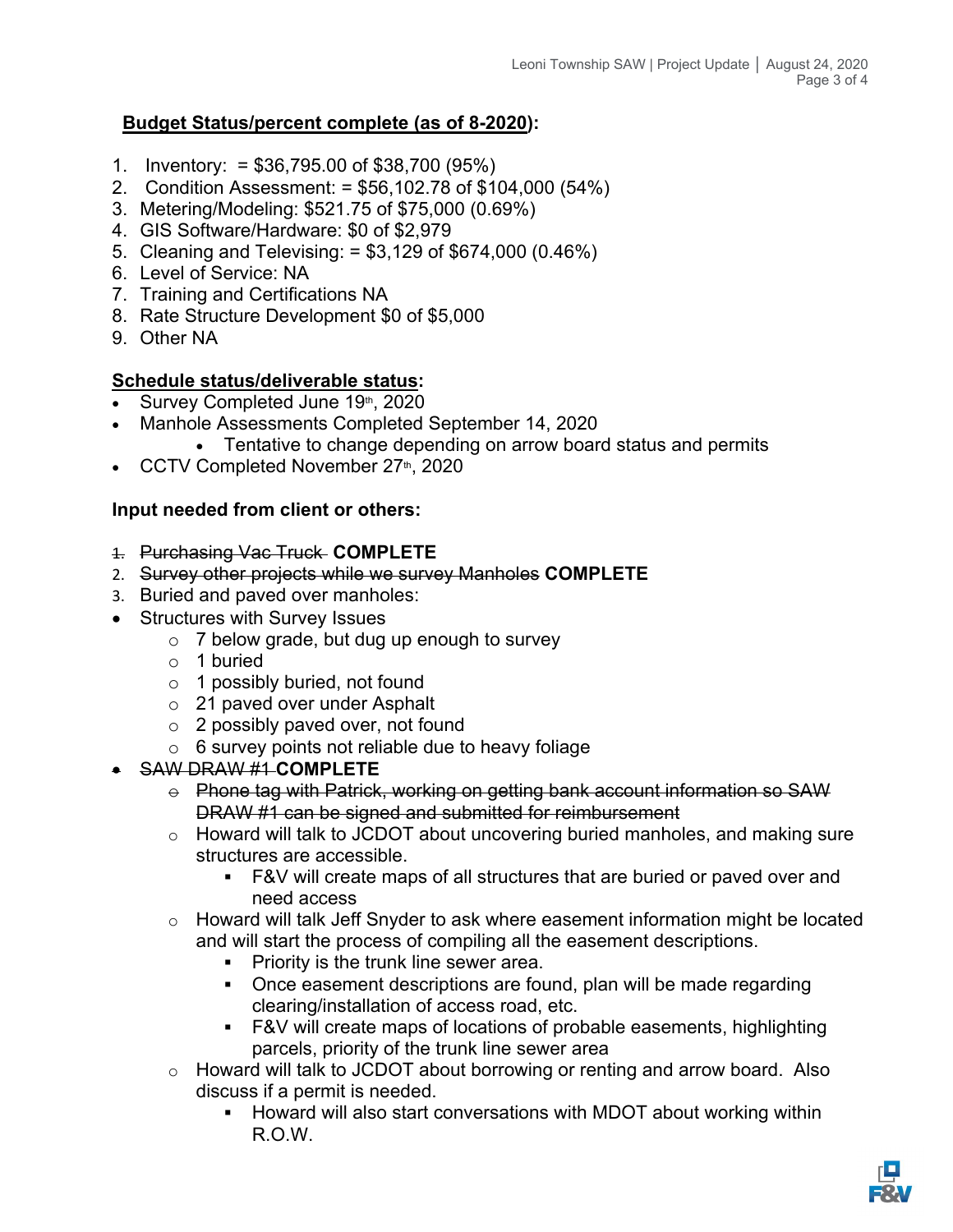**<u>Budget Status/percent complete (as of 8-2020)</u>:**

1. Inventory: = $36,795.00 of $38,700 (95%)
2. Condition Assessment: = $56,102.78 of $104,000 (54%)
3. Metering/Modeling: $521.75 of $75,000 (0.69%)
4. GIS Software/Hardware: $0 of $2,979
5. Cleaning and Televising: = $3,129 of $674,000 (0.46%)
6. Level of Service: NA
7. Training and Certifications NA
8. Rate Structure Development $0 of $5,000
9. Other NA

**<u>Schedule status/deliverable status</u>:**

- Survey Completed June 19th, 2020
- Manhole Assessments Completed September 14, 2020
  - Tentative to change depending on arrow board status and permits
- CCTV Completed November 27th, 2020

**Input needed from client or others:**

1. ~~Purchasing Vac Truck~~ **COMPLETE**
2. ~~Survey other projects while we survey Manholes~~ **COMPLETE**
3. Buried and paved over manholes:

- Structures with Survey Issues
  - 7 below grade, but dug up enough to survey
  - 1 buried
  - 1 possibly buried, not found
  - 21 paved over under Asphalt
  - 2 possibly paved over, not found
  - 6 survey points not reliable due to heavy foliage
- ~~SAW DRAW #1~~ **COMPLETE**
  - ~~Phone tag with Patrick, working on getting bank account information so SAW DRAW #1 can be signed and submitted for reimbursement~~
  - Howard will talk to JCDOT about uncovering buried manholes, and making sure structures are accessible.
    - F&V will create maps of all structures that are buried or paved over and need access
  - Howard will talk Jeff Snyder to ask where easement information might be located and will start the process of compiling all the easement descriptions.
    - Priority is the trunk line sewer area.
    - Once easement descriptions are found, plan will be made regarding clearing/installation of access road, etc.
    - F&V will create maps of locations of probable easements, highlighting parcels, priority of the trunk line sewer area
  - Howard will talk to JCDOT about borrowing or renting and arrow board. Also discuss if a permit is needed.
    - Howard will also start conversations with MDOT about working within R.O.W.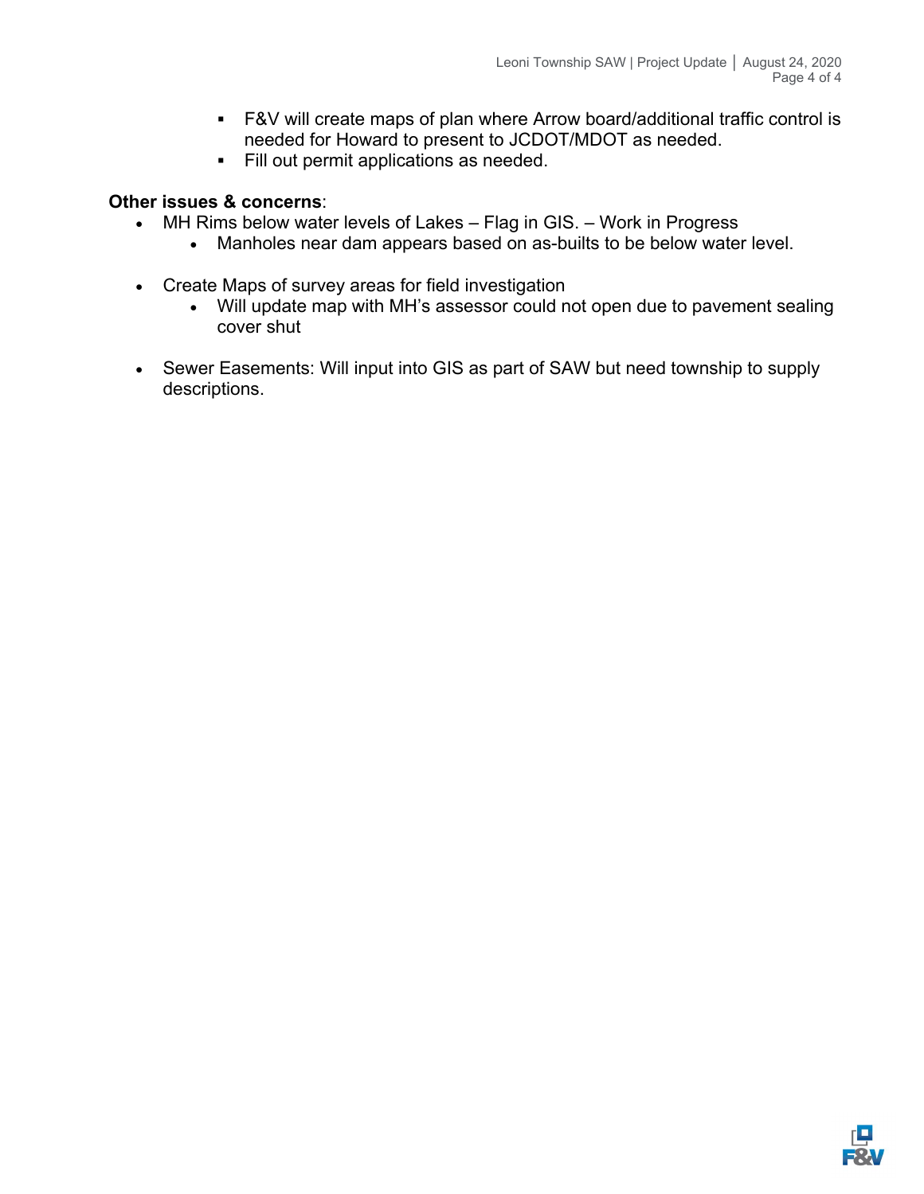- F&V will create maps of plan where Arrow board/additional traffic control is needed for Howard to present to JCDOT/MDOT as needed.
- Fill out permit applications as needed.

**Other issues & concerns**:

- MH Rims below water levels of Lakes – Flag in GIS. – Work in Progress
  - Manholes near dam appears based on as-builts to be below water level.

- Create Maps of survey areas for field investigation
  - Will update map with MH's assessor could not open due to pavement sealing cover shut

- Sewer Easements: Will input into GIS as part of SAW but need township to supply descriptions.